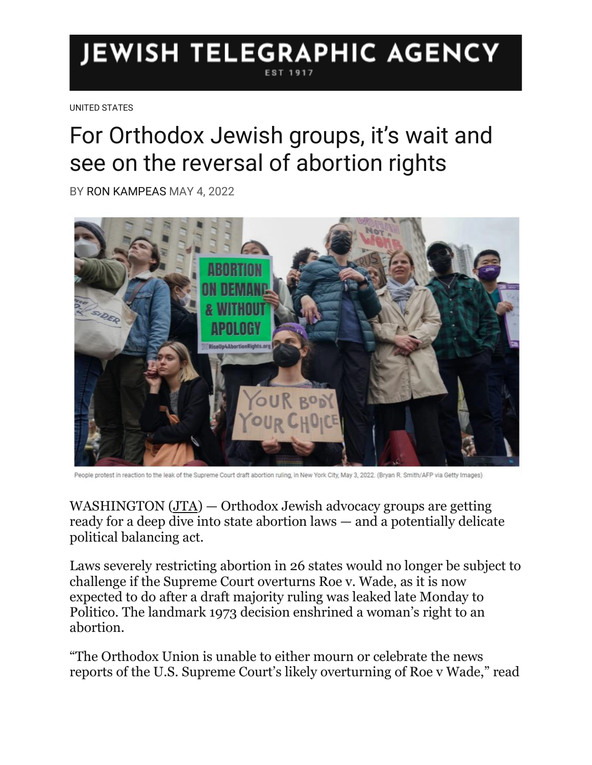# JEWISH TELEGRAPHIC AGENCY

EST 1917

UNITED STATES

## For Orthodox Jewish groups, it's wait and see on the reversal of abortion rights

BY RON KAMPEAS MAY 4, 2022

People protest in reaction to the leak of the Supreme Court draft abortion ruling, in New York City, May 3, 2022. (Bryan R. Smith/AFP via Getty Images)

WASHINGTON (JTA) — Orthodox Jewish advocacy groups are getting ready for a deep dive into state abortion laws — and a potentially delicate political balancing act.

Laws severely restricting abortion in 26 states would no longer be subject to challenge if the Supreme Court overturns Roe v. Wade, as it is now expected to do after a draft majority ruling was leaked late Monday to Politico. The landmark 1973 decision enshrined a woman's right to an abortion.

"The Orthodox Union is unable to either mourn or celebrate the news reports of the U.S. Supreme Court's likely overturning of Roe v Wade," read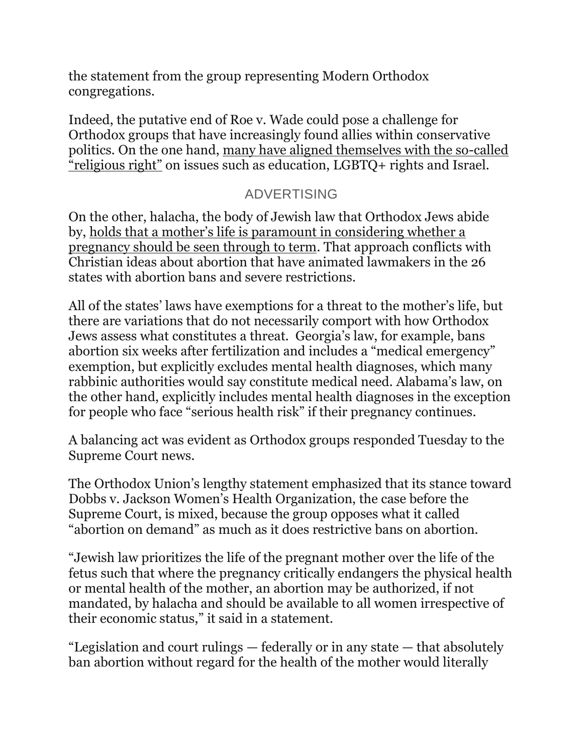the statement from the group representing Modern Orthodox congregations.

Indeed, the putative end of Roe v. Wade could pose a challenge for Orthodox groups that have increasingly found allies within conservative politics. On the one hand, many have aligned themselves with the so-called "religious right" on issues such as education, LGBTQ+ rights and Israel.

ADVERTISING

On the other, halacha, the body of Jewish law that Orthodox Jews abide by, holds that a mother's life is paramount in considering whether a pregnancy should be seen through to term. That approach conflicts with Christian ideas about abortion that have animated lawmakers in the 26 states with abortion bans and severe restrictions.

All of the states' laws have exemptions for a threat to the mother's life, but there are variations that do not necessarily comport with how Orthodox Jews assess what constitutes a threat. Georgia's law, for example, bans abortion six weeks after fertilization and includes a "medical emergency" exemption, but explicitly excludes mental health diagnoses, which many rabbinic authorities would say constitute medical need. Alabama's law, on the other hand, explicitly includes mental health diagnoses in the exception for people who face "serious health risk" if their pregnancy continues.

A balancing act was evident as Orthodox groups responded Tuesday to the Supreme Court news.

The Orthodox Union's lengthy statement emphasized that its stance toward Dobbs v. Jackson Women's Health Organization, the case before the Supreme Court, is mixed, because the group opposes what it called "abortion on demand" as much as it does restrictive bans on abortion.

"Jewish law prioritizes the life of the pregnant mother over the life of the fetus such that where the pregnancy critically endangers the physical health or mental health of the mother, an abortion may be authorized, if not mandated, by halacha and should be available to all women irrespective of their economic status," it said in a statement.

"Legislation and court rulings — federally or in any state — that absolutely ban abortion without regard for the health of the mother would literally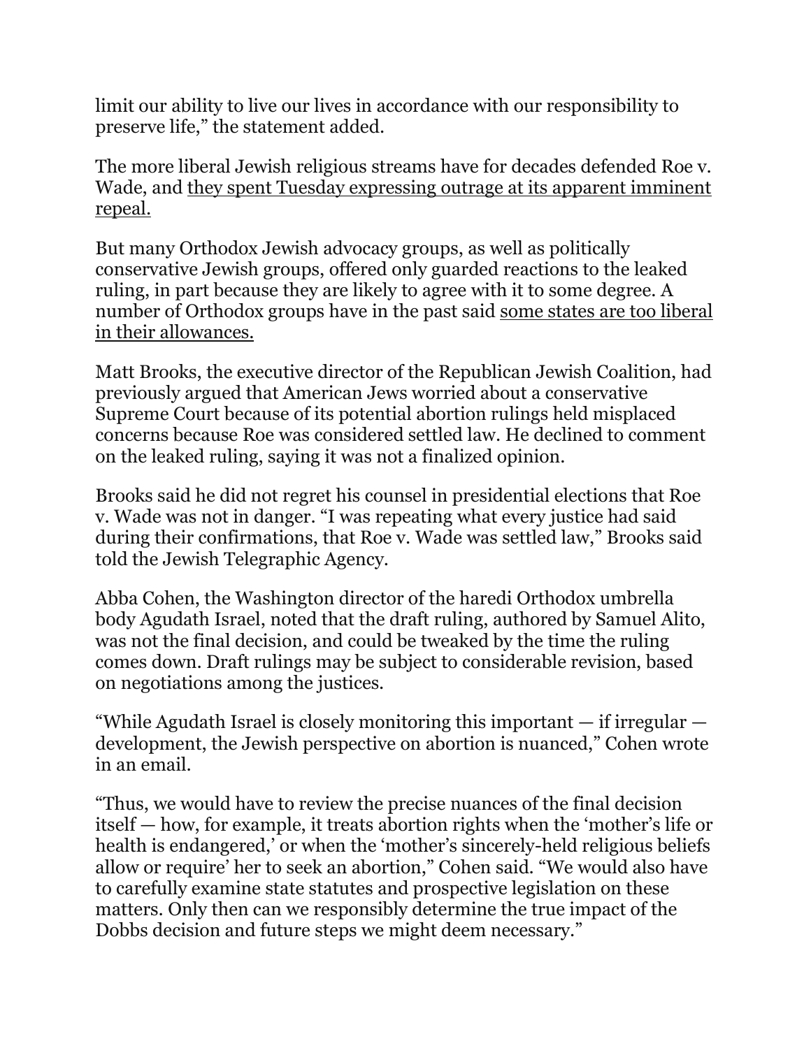limit our ability to live our lives in accordance with our responsibility to preserve life," the statement added.

The more liberal Jewish religious streams have for decades defended Roe v. Wade, and they spent Tuesday expressing outrage at its apparent imminent repeal.

But many Orthodox Jewish advocacy groups, as well as politically conservative Jewish groups, offered only guarded reactions to the leaked ruling, in part because they are likely to agree with it to some degree. A number of Orthodox groups have in the past said some states are too liberal in their allowances.

Matt Brooks, the executive director of the Republican Jewish Coalition, had previously argued that American Jews worried about a conservative Supreme Court because of its potential abortion rulings held misplaced concerns because Roe was considered settled law. He declined to comment on the leaked ruling, saying it was not a finalized opinion.

Brooks said he did not regret his counsel in presidential elections that Roe v. Wade was not in danger. "I was repeating what every justice had said during their confirmations, that Roe v. Wade was settled law," Brooks said told the Jewish Telegraphic Agency.

Abba Cohen, the Washington director of the haredi Orthodox umbrella body Agudath Israel, noted that the draft ruling, authored by Samuel Alito, was not the final decision, and could be tweaked by the time the ruling comes down. Draft rulings may be subject to considerable revision, based on negotiations among the justices.

"While Agudath Israel is closely monitoring this important — if irregular — development, the Jewish perspective on abortion is nuanced," Cohen wrote in an email.

"Thus, we would have to review the precise nuances of the final decision itself — how, for example, it treats abortion rights when the 'mother's life or health is endangered,' or when the 'mother's sincerely-held religious beliefs allow or require' her to seek an abortion," Cohen said. "We would also have to carefully examine state statutes and prospective legislation on these matters. Only then can we responsibly determine the true impact of the Dobbs decision and future steps we might deem necessary."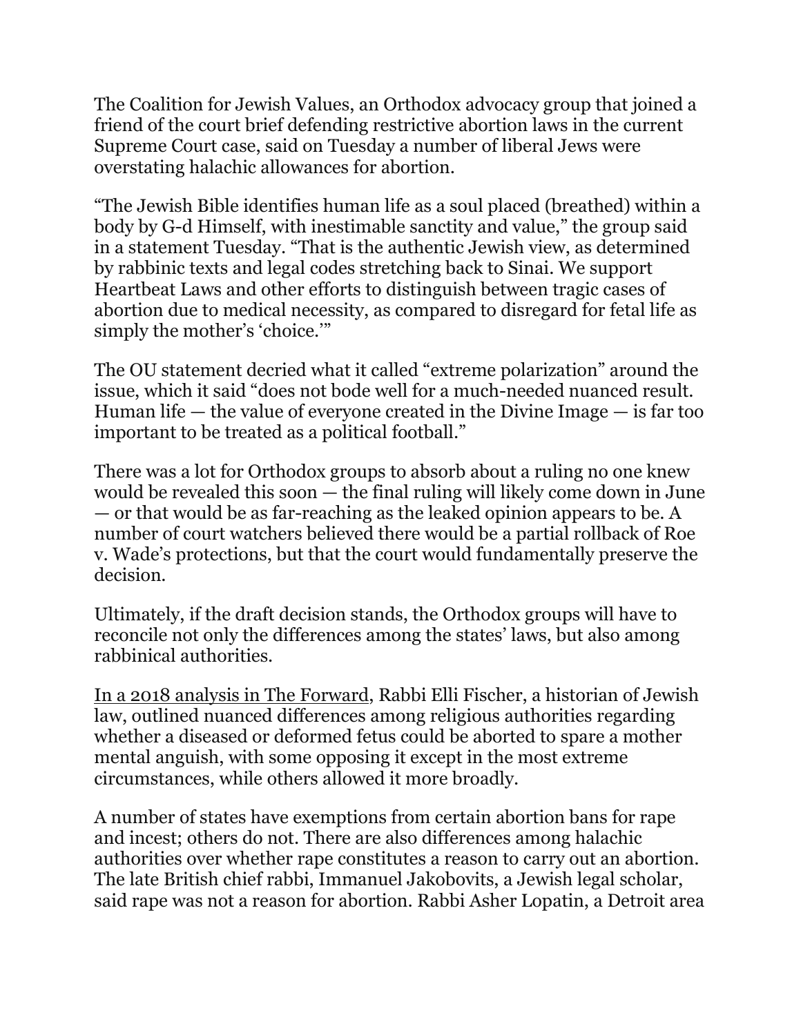The Coalition for Jewish Values, an Orthodox advocacy group that joined a friend of the court brief defending restrictive abortion laws in the current Supreme Court case, said on Tuesday a number of liberal Jews were overstating halachic allowances for abortion.

"The Jewish Bible identifies human life as a soul placed (breathed) within a body by G-d Himself, with inestimable sanctity and value," the group said in a statement Tuesday. "That is the authentic Jewish view, as determined by rabbinic texts and legal codes stretching back to Sinai. We support Heartbeat Laws and other efforts to distinguish between tragic cases of abortion due to medical necessity, as compared to disregard for fetal life as simply the mother's 'choice.'"

The OU statement decried what it called "extreme polarization" around the issue, which it said "does not bode well for a much-needed nuanced result. Human life — the value of everyone created in the Divine Image — is far too important to be treated as a political football."

There was a lot for Orthodox groups to absorb about a ruling no one knew would be revealed this soon — the final ruling will likely come down in June — or that would be as far-reaching as the leaked opinion appears to be. A number of court watchers believed there would be a partial rollback of Roe v. Wade's protections, but that the court would fundamentally preserve the decision.

Ultimately, if the draft decision stands, the Orthodox groups will have to reconcile not only the differences among the states' laws, but also among rabbinical authorities.

In a 2018 analysis in The Forward, Rabbi Elli Fischer, a historian of Jewish law, outlined nuanced differences among religious authorities regarding whether a diseased or deformed fetus could be aborted to spare a mother mental anguish, with some opposing it except in the most extreme circumstances, while others allowed it more broadly.

A number of states have exemptions from certain abortion bans for rape and incest; others do not. There are also differences among halachic authorities over whether rape constitutes a reason to carry out an abortion. The late British chief rabbi, Immanuel Jakobovits, a Jewish legal scholar, said rape was not a reason for abortion. Rabbi Asher Lopatin, a Detroit area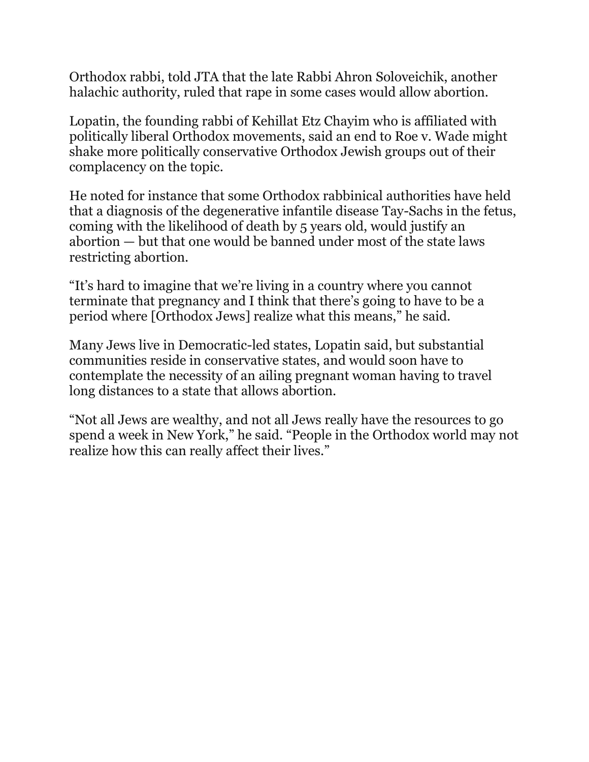Orthodox rabbi, told JTA that the late Rabbi Ahron Soloveichik, another halachic authority, ruled that rape in some cases would allow abortion.

Lopatin, the founding rabbi of Kehillat Etz Chayim who is affiliated with politically liberal Orthodox movements, said an end to Roe v. Wade might shake more politically conservative Orthodox Jewish groups out of their complacency on the topic.

He noted for instance that some Orthodox rabbinical authorities have held that a diagnosis of the degenerative infantile disease Tay-Sachs in the fetus, coming with the likelihood of death by 5 years old, would justify an abortion — but that one would be banned under most of the state laws restricting abortion.

"It's hard to imagine that we're living in a country where you cannot terminate that pregnancy and I think that there's going to have to be a period where [Orthodox Jews] realize what this means," he said.

Many Jews live in Democratic-led states, Lopatin said, but substantial communities reside in conservative states, and would soon have to contemplate the necessity of an ailing pregnant woman having to travel long distances to a state that allows abortion.

"Not all Jews are wealthy, and not all Jews really have the resources to go spend a week in New York," he said. "People in the Orthodox world may not realize how this can really affect their lives."